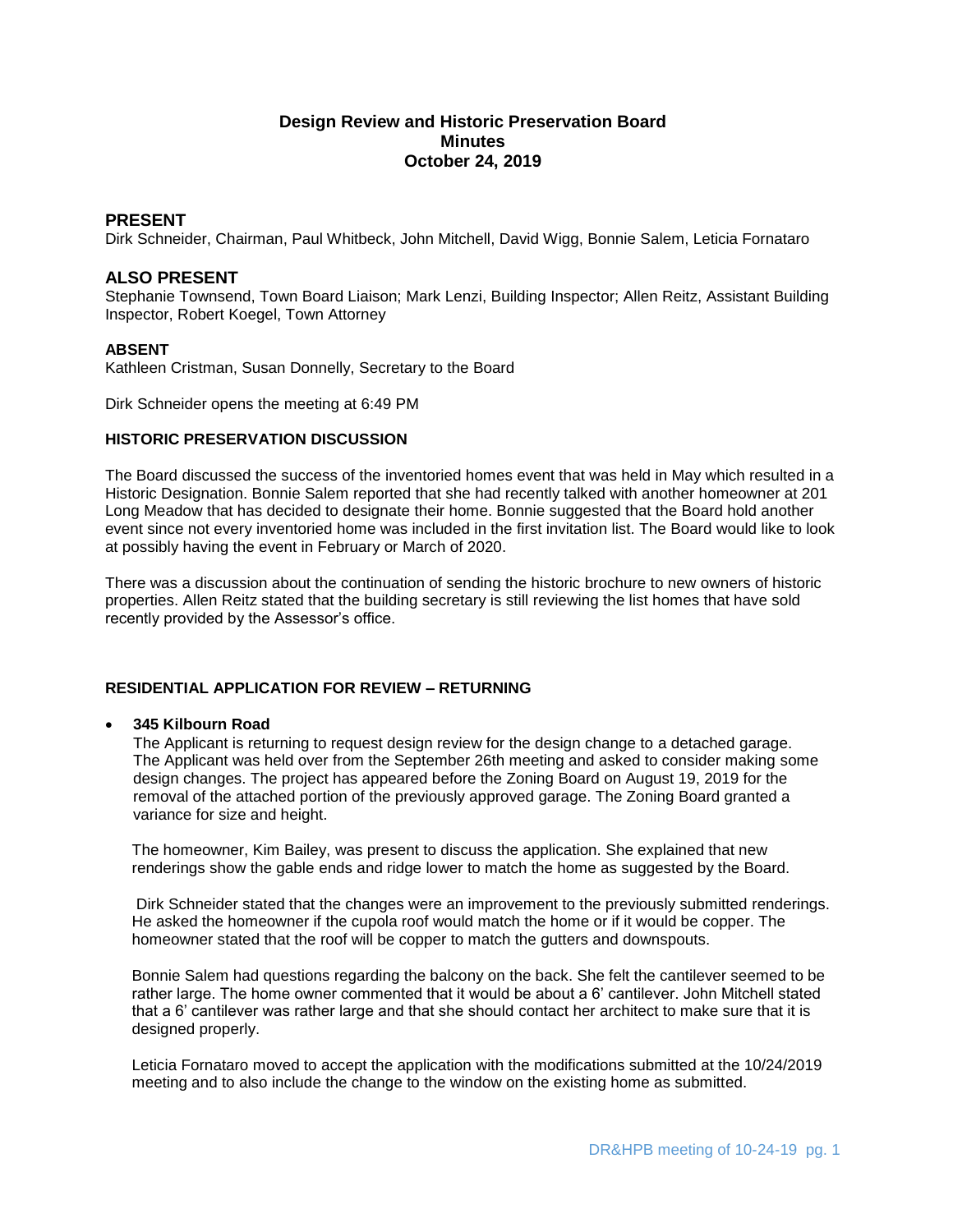# Design Review and Historic Preservation Board Minutes October 24, 2019

## PRESENT

Dirk Schneider, Chairman, Paul Whitbeck, John Mitchell, David Wigg, Bonnie Salem, Leticia Fornataro

## ALSO PRESENT

Stephanie Townsend, Town Board Liaison; Mark Lenzi, Building Inspector; Allen Reitz, Assistant Building Inspector, Robert Koegel, Town Attorney

### ABSENT

Kathleen Cristman, Susan Donnelly, Secretary to the Board

Dirk Schneider opens the meeting at 6:49 PM

### HISTORIC PRESERVATION DISCUSSION

The Board discussed the success of the inventoried homes event that was held in May which resulted in a Historic Designation. Bonnie Salem reported that she had recently talked with another homeowner at 201 Long Meadow that has decided to designate their home. Bonnie suggested that the Board hold another event since not every inventoried home was included in the first invitation list. The Board would like to look at possibly having the event in February or March of 2020.

There was a discussion about the continuation of sending the historic brochure to new owners of historic properties. Allen Reitz stated that the building secretary is still reviewing the list homes that have sold recently provided by the Assessor's office.

### RESIDENTIAL APPLICATION FOR REVIEW – RETURNING

- **345 Kilbourn Road**

  The Applicant is returning to request design review for the design change to a detached garage. The Applicant was held over from the September 26th meeting and asked to consider making some design changes. The project has appeared before the Zoning Board on August 19, 2019 for the removal of the attached portion of the previously approved garage. The Zoning Board granted a variance for size and height.

  The homeowner, Kim Bailey, was present to discuss the application. She explained that new renderings show the gable ends and ridge lower to match the home as suggested by the Board.

  Dirk Schneider stated that the changes were an improvement to the previously submitted renderings. He asked the homeowner if the cupola roof would match the home or if it would be copper. The homeowner stated that the roof will be copper to match the gutters and downspouts.

  Bonnie Salem had questions regarding the balcony on the back. She felt the cantilever seemed to be rather large. The home owner commented that it would be about a 6' cantilever. John Mitchell stated that a 6' cantilever was rather large and that she should contact her architect to make sure that it is designed properly.

  Leticia Fornataro moved to accept the application with the modifications submitted at the 10/24/2019 meeting and to also include the change to the window on the existing home as submitted.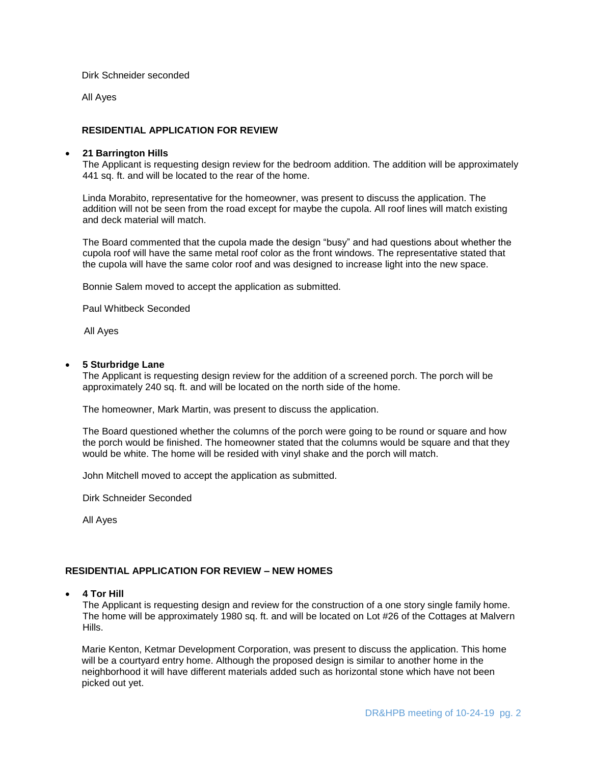Dirk Schneider seconded

All Ayes

**RESIDENTIAL APPLICATION FOR REVIEW**

- **21 Barrington Hills**
  The Applicant is requesting design review for the bedroom addition. The addition will be approximately 441 sq. ft. and will be located to the rear of the home.

  Linda Morabito, representative for the homeowner, was present to discuss the application. The addition will not be seen from the road except for maybe the cupola. All roof lines will match existing and deck material will match.

  The Board commented that the cupola made the design "busy" and had questions about whether the cupola roof will have the same metal roof color as the front windows. The representative stated that the cupola will have the same color roof and was designed to increase light into the new space.

  Bonnie Salem moved to accept the application as submitted.

  Paul Whitbeck Seconded

  All Ayes

- **5 Sturbridge Lane**
  The Applicant is requesting design review for the addition of a screened porch. The porch will be approximately 240 sq. ft. and will be located on the north side of the home.

  The homeowner, Mark Martin, was present to discuss the application.

  The Board questioned whether the columns of the porch were going to be round or square and how the porch would be finished. The homeowner stated that the columns would be square and that they would be white. The home will be resided with vinyl shake and the porch will match.

  John Mitchell moved to accept the application as submitted.

  Dirk Schneider Seconded

  All Ayes

**RESIDENTIAL APPLICATION FOR REVIEW – NEW HOMES**

- **4 Tor Hill**
  The Applicant is requesting design and review for the construction of a one story single family home. The home will be approximately 1980 sq. ft. and will be located on Lot #26 of the Cottages at Malvern Hills.

  Marie Kenton, Ketmar Development Corporation, was present to discuss the application. This home will be a courtyard entry home. Although the proposed design is similar to another home in the neighborhood it will have different materials added such as horizontal stone which have not been picked out yet.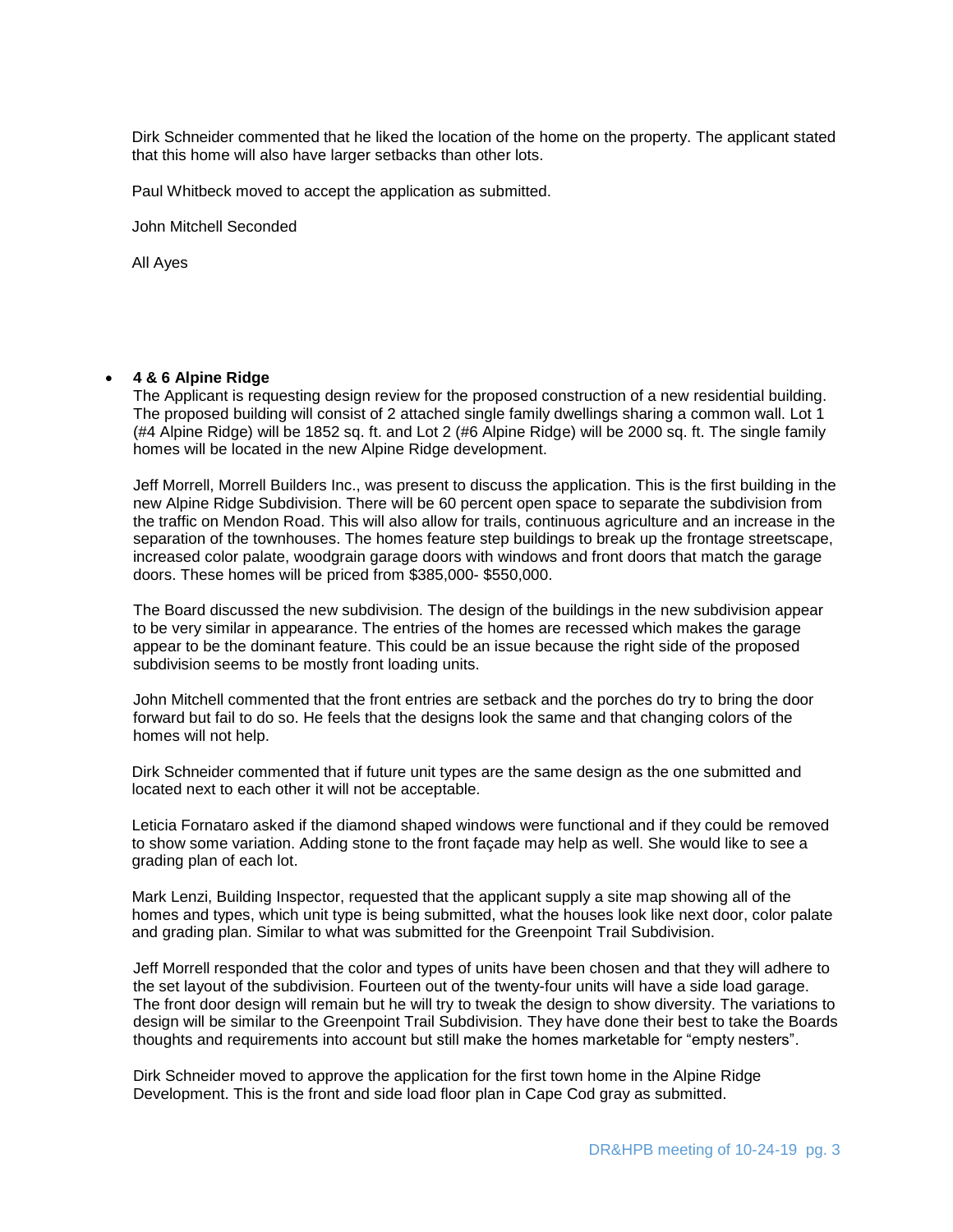Dirk Schneider commented that he liked the location of the home on the property. The applicant stated that this home will also have larger setbacks than other lots.

Paul Whitbeck moved to accept the application as submitted.

John Mitchell Seconded

All Ayes

- **4 & 6 Alpine Ridge**

  The Applicant is requesting design review for the proposed construction of a new residential building. The proposed building will consist of 2 attached single family dwellings sharing a common wall. Lot 1 (#4 Alpine Ridge) will be 1852 sq. ft. and Lot 2 (#6 Alpine Ridge) will be 2000 sq. ft. The single family homes will be located in the new Alpine Ridge development.

  Jeff Morrell, Morrell Builders Inc., was present to discuss the application. This is the first building in the new Alpine Ridge Subdivision. There will be 60 percent open space to separate the subdivision from the traffic on Mendon Road. This will also allow for trails, continuous agriculture and an increase in the separation of the townhouses. The homes feature step buildings to break up the frontage streetscape, increased color palate, woodgrain garage doors with windows and front doors that match the garage doors. These homes will be priced from $385,000- $550,000.

  The Board discussed the new subdivision. The design of the buildings in the new subdivision appear to be very similar in appearance. The entries of the homes are recessed which makes the garage appear to be the dominant feature. This could be an issue because the right side of the proposed subdivision seems to be mostly front loading units.

  John Mitchell commented that the front entries are setback and the porches do try to bring the door forward but fail to do so. He feels that the designs look the same and that changing colors of the homes will not help.

  Dirk Schneider commented that if future unit types are the same design as the one submitted and located next to each other it will not be acceptable.

  Leticia Fornataro asked if the diamond shaped windows were functional and if they could be removed to show some variation. Adding stone to the front façade may help as well. She would like to see a grading plan of each lot.

  Mark Lenzi, Building Inspector, requested that the applicant supply a site map showing all of the homes and types, which unit type is being submitted, what the houses look like next door, color palate and grading plan. Similar to what was submitted for the Greenpoint Trail Subdivision.

  Jeff Morrell responded that the color and types of units have been chosen and that they will adhere to the set layout of the subdivision. Fourteen out of the twenty-four units will have a side load garage. The front door design will remain but he will try to tweak the design to show diversity. The variations to design will be similar to the Greenpoint Trail Subdivision. They have done their best to take the Boards thoughts and requirements into account but still make the homes marketable for "empty nesters".

  Dirk Schneider moved to approve the application for the first town home in the Alpine Ridge Development. This is the front and side load floor plan in Cape Cod gray as submitted.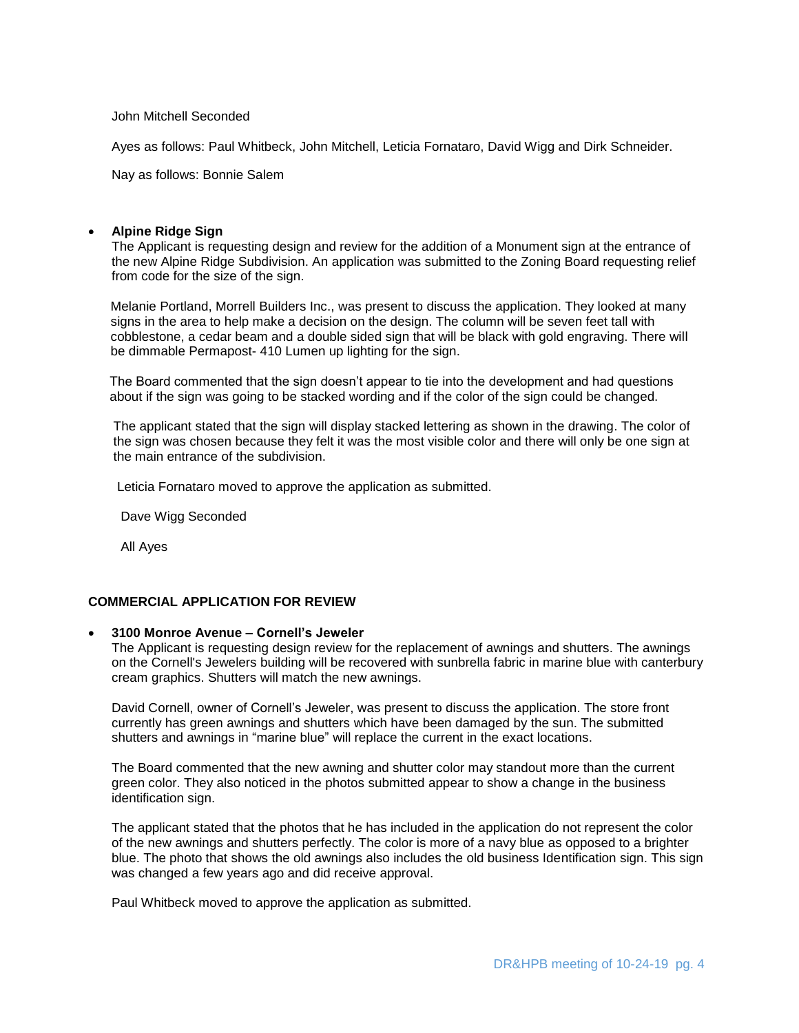John Mitchell Seconded

Ayes as follows: Paul Whitbeck, John Mitchell, Leticia Fornataro, David Wigg and Dirk Schneider.

Nay as follows: Bonnie Salem

- **Alpine Ridge Sign**

  The Applicant is requesting design and review for the addition of a Monument sign at the entrance of the new Alpine Ridge Subdivision. An application was submitted to the Zoning Board requesting relief from code for the size of the sign.

  Melanie Portland, Morrell Builders Inc., was present to discuss the application. They looked at many signs in the area to help make a decision on the design. The column will be seven feet tall with cobblestone, a cedar beam and a double sided sign that will be black with gold engraving. There will be dimmable Permapost- 410 Lumen up lighting for the sign.

  The Board commented that the sign doesn't appear to tie into the development and had questions about if the sign was going to be stacked wording and if the color of the sign could be changed.

  The applicant stated that the sign will display stacked lettering as shown in the drawing. The color of the sign was chosen because they felt it was the most visible color and there will only be one sign at the main entrance of the subdivision.

  Leticia Fornataro moved to approve the application as submitted.

  Dave Wigg Seconded

  All Ayes

**COMMERCIAL APPLICATION FOR REVIEW**

- **3100 Monroe Avenue – Cornell's Jeweler**

  The Applicant is requesting design review for the replacement of awnings and shutters. The awnings on the Cornell's Jewelers building will be recovered with sunbrella fabric in marine blue with canterbury cream graphics. Shutters will match the new awnings.

  David Cornell, owner of Cornell's Jeweler, was present to discuss the application. The store front currently has green awnings and shutters which have been damaged by the sun. The submitted shutters and awnings in "marine blue" will replace the current in the exact locations.

  The Board commented that the new awning and shutter color may standout more than the current green color. They also noticed in the photos submitted appear to show a change in the business identification sign.

  The applicant stated that the photos that he has included in the application do not represent the color of the new awnings and shutters perfectly. The color is more of a navy blue as opposed to a brighter blue. The photo that shows the old awnings also includes the old business Identification sign. This sign was changed a few years ago and did receive approval.

  Paul Whitbeck moved to approve the application as submitted.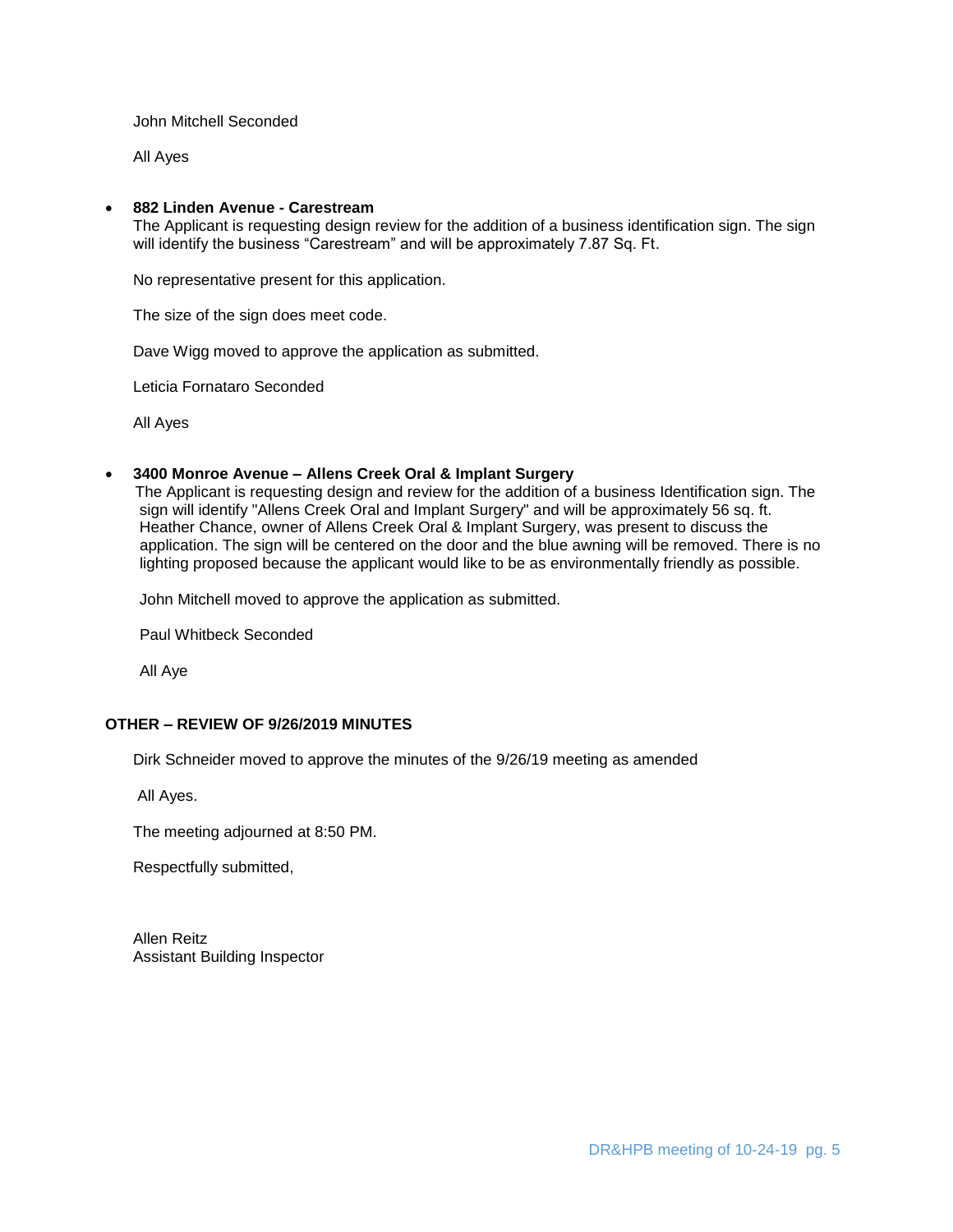John Mitchell Seconded

All Ayes

- **882 Linden Avenue - Carestream**
  The Applicant is requesting design review for the addition of a business identification sign. The sign will identify the business "Carestream" and will be approximately 7.87 Sq. Ft.

  No representative present for this application.

  The size of the sign does meet code.

  Dave Wigg moved to approve the application as submitted.

  Leticia Fornataro Seconded

  All Ayes

- **3400 Monroe Avenue – Allens Creek Oral & Implant Surgery**
  The Applicant is requesting design and review for the addition of a business Identification sign. The sign will identify "Allens Creek Oral and Implant Surgery" and will be approximately 56 sq. ft. Heather Chance, owner of Allens Creek Oral & Implant Surgery, was present to discuss the application. The sign will be centered on the door and the blue awning will be removed. There is no lighting proposed because the applicant would like to be as environmentally friendly as possible.

  John Mitchell moved to approve the application as submitted.

  Paul Whitbeck Seconded

  All Aye

**OTHER – REVIEW OF 9/26/2019 MINUTES**

Dirk Schneider moved to approve the minutes of the 9/26/19 meeting as amended

All Ayes.

The meeting adjourned at 8:50 PM.

Respectfully submitted,

Allen Reitz
Assistant Building Inspector